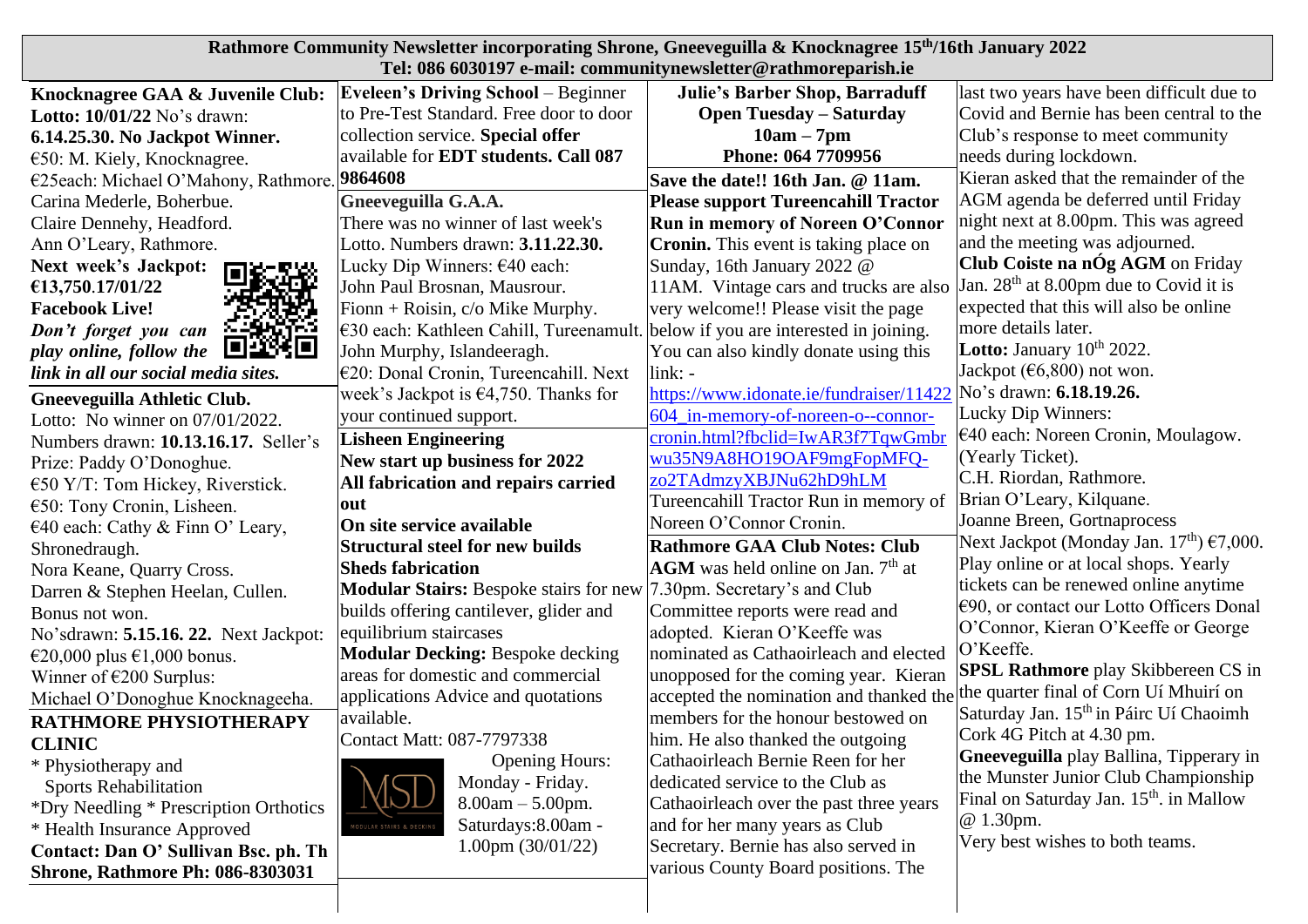# Rathmore Community Newsletter incorporating Shrone, Gneeveguilla & Knocknagree 15th/16th January 2022

**Tel: 086 6030197 e-mail: communitynewsletter@rathmoreparish.ie**

**Knocknagree GAA & Juvenile Club:**
**Lotto: 10/01/22** No's drawn: **6.14.25.30. No Jackpot Winner.**
€50: M. Kiely, Knocknagree.
€25each: Michael O'Mahony, Rathmore.
Carina Mederle, Boherbue.
Claire Dennehy, Headford.
Ann O'Leary, Rathmore.
**Next week's Jackpot: €13,750.17/01/22**
**Facebook Live!**
***Don't forget you can play online, follow the link in all our social media sites.***

**Gneeveguilla Athletic Club.**
Lotto: No winner on 07/01/2022.
Numbers drawn: **10.13.16.17.** Seller's Prize: Paddy O'Donoghue.
€50 Y/T: Tom Hickey, Riverstick.
€50: Tony Cronin, Lisheen.
€40 each: Cathy & Finn O' Leary, Shronedraugh.
Nora Keane, Quarry Cross.
Darren & Stephen Heelan, Cullen.
Bonus not won.
No'sdrawn: **5.15.16. 22.** Next Jackpot: €20,000 plus €1,000 bonus.
Winner of €200 Surplus:
Michael O'Donoghue Knocknageeha.

**RATHMORE PHYSIOTHERAPY CLINIC**
* Physiotherapy and Sports Rehabilitation
*Dry Needling * Prescription Orthotics
* Health Insurance Approved
**Contact: Dan O' Sullivan Bsc. ph. Th Shrone, Rathmore Ph: 086-8303031**

**Eveleen's Driving School** – Beginner to Pre-Test Standard. Free door to door collection service. **Special offer** available for **EDT students. Call 087 9864608**

**Gneeveguilla G.A.A.**
There was no winner of last week's Lotto. Numbers drawn: **3.11.22.30.**
Lucky Dip Winners: €40 each:
John Paul Brosnan, Mausrour.
Fionn + Roisin, c/o Mike Murphy.
€30 each: Kathleen Cahill, Tureenamult.
John Murphy, Islandeeragh.
€20: Donal Cronin, Tureencahill. Next week's Jackpot is €4,750. Thanks for your continued support.

**Lisheen Engineering**
**New start up business for 2022**
**All fabrication and repairs carried out**
**On site service available**
**Structural steel for new builds**
**Sheds fabrication**
**Modular Stairs:** Bespoke stairs for new builds offering cantilever, glider and equilibrium staircases
**Modular Decking:** Bespoke decking areas for domestic and commercial applications Advice and quotations available.
Contact Matt: 087-7797338
Opening Hours:
Monday - Friday.
8.00am – 5.00pm.
Saturdays:8.00am - 1.00pm (30/01/22)

**Julie's Barber Shop, Barraduff**
**Open Tuesday – Saturday**
**10am – 7pm**
**Phone: 064 7709956**

**Save the date!! 16th Jan. @ 11am. Please support Tureencahill Tractor Run in memory of Noreen O'Connor Cronin.** This event is taking place on Sunday, 16th January 2022 @ 11AM. Vintage cars and trucks are also very welcome!! Please visit the page below if you are interested in joining. You can also kindly donate using this link: - https://www.idonate.ie/fundraiser/11422604_in-memory-of-noreen-o--connor-cronin.html?fbclid=IwAR3f7TqwGmbrwu35N9A8HO19OAF9mgFopMFQ-zo2TAdmzyXBJNu62hD9hLM
Tureencahill Tractor Run in memory of Noreen O'Connor Cronin.

**Rathmore GAA Club Notes: Club AGM** was held online on Jan. 7th at 7.30pm. Secretary's and Club Committee reports were read and adopted. Kieran O'Keeffe was nominated as Cathaoirleach and elected unopposed for the coming year. Kieran accepted the nomination and thanked the members for the honour bestowed on him. He also thanked the outgoing Cathaoirleach Bernie Reen for her dedicated service to the Club as Cathaoirleach over the past three years and for her many years as Club Secretary. Bernie has also served in various County Board positions. The last two years have been difficult due to Covid and Bernie has been central to the Club's response to meet community needs during lockdown.
Kieran asked that the remainder of the AGM agenda be deferred until Friday night next at 8.00pm. This was agreed and the meeting was adjourned.
**Club Coiste na nÓg AGM** on Friday Jan. 28th at 8.00pm due to Covid it is expected that this will also be online more details later.
**Lotto:** January 10th 2022.
Jackpot (€6,800) not won.
No's drawn: **6.18.19.26.**
Lucky Dip Winners:
€40 each: Noreen Cronin, Moulagow. (Yearly Ticket).
C.H. Riordan, Rathmore.
Brian O'Leary, Kilquane.
Joanne Breen, Gortnaprocess
Next Jackpot (Monday Jan. 17th) €7,000. Play online or at local shops. Yearly tickets can be renewed online anytime €90, or contact our Lotto Officers Donal O'Connor, Kieran O'Keeffe or George O'Keeffe.
**SPSL Rathmore** play Skibbereen CS in the quarter final of Corn Uí Mhuirí on Saturday Jan. 15th in Páirc Uí Chaoimh Cork 4G Pitch at 4.30 pm.
**Gneeveguilla** play Ballina, Tipperary in the Munster Junior Club Championship Final on Saturday Jan. 15th. in Mallow @ 1.30pm.
Very best wishes to both teams.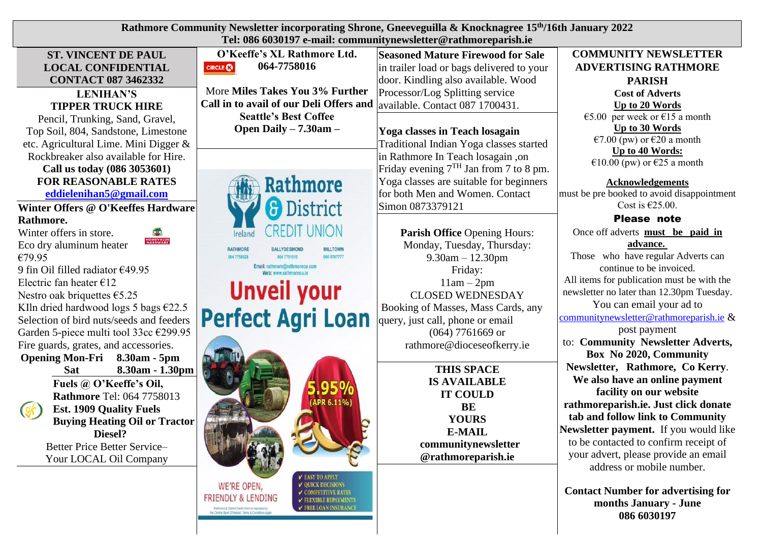**Rathmore Community Newsletter incorporating Shrone, Gneeveguilla & Knocknagree 15th/16th January 2022**
**Tel: 086 6030197 e-mail: communitynewsletter@rathmoreparish.ie**

**ST. VINCENT DE PAUL LOCAL CONFIDENTIAL CONTACT 087 3462332**

**LENIHAN'S TIPPER TRUCK HIRE**

Pencil, Trunking, Sand, Gravel, Top Soil, 804, Sandstone, Limestone etc. Agricultural Lime. Mini Digger & Rockbreaker also available for Hire.

**Call us today (086 3053601) FOR REASONABLE RATES**

**eddielenihan5@gmail.com**

**Winter Offers @ O'Keeffes Hardware Rathmore.**

Winter offers in store.
Eco dry aluminum heater €79.95
9 fin Oil filled radiator €49.95
Electric fan heater €12
Nestro oak briquettes €5.25
KIln dried hardwood logs 5 bags €22.5
Selection of bird nuts/seeds and feeders
Garden 5-piece multi tool 33cc €299.95
Fire guards, grates, and accessories.

**Opening Mon-Fri 8.30am - 5pm**
**Sat 8.30am - 1.30pm**

**Fuels @ O'Keeffe's Oil, Rathmore** Tel: 064 7758013
**Est. 1909 Quality Fuels**
**Buying Heating Oil or Tractor Diesel?**
Better Price Better Service–
Your LOCAL Oil Company

**O'Keeffe's XL Rathmore Ltd. 064-7758016**

More **Miles Takes You 3% Further**
**Call in to avail of our Deli Offers and Seattle's Best Coffee**
**Open Daily – 7.30am –**

Rathmore & District CREDIT UNION Ireland
RATHMORE 064 7758328 BALLYDESMOND 064 7751515 MILLTOWN 066 9767777
Email: rathmore@rathmorecu.com
Web: www.rathmorecu.ie

Unveil your Perfect Agri Loan

5.95% (APR 6.11%)

WE'RE OPEN, FRIENDLY & LENDING
✔ EASY TO APPLY
✔ QUICK DECISIONS
✔ COMPETITIVE RATES
✔ FLEXIBLE REPAYMENTS
✔ FREE LOAN INSURANCE

Rathmore & District Credit Union is regulated by the Central Bank Of Ireland. Terms & Conditions Apply

**Seasoned Mature Firewood for Sale** in trailer load or bags delivered to your door. Kindling also available. Wood Processor/Log Splitting service available. Contact 087 1700431.

**Yoga classes in Teach losagain**
Traditional Indian Yoga classes started in Rathmore In Teach losagain ,on Friday evening 7TH Jan from 7 to 8 pm. Yoga classes are suitable for beginners for both Men and Women. Contact Simon 0873379121

**Parish Office** Opening Hours:
Monday, Tuesday, Thursday:
9.30am – 12.30pm
Friday:
11am – 2pm
CLOSED WEDNESDAY
Booking of Masses, Mass Cards, any query, just call, phone or email
(064) 7761669 or
rathmore@dioceseofkerry.ie

**THIS SPACE IS AVAILABLE IT COULD BE YOURS E-MAIL communitynewsletter @rathmoreparish.ie**

**COMMUNITY NEWSLETTER ADVERTISING RATHMORE PARISH**

**Cost of Adverts**

**Up to 20 Words**
€5.00 per week or €15 a month
**Up to 30 Words**
€7.00 (pw) or €20 a month
**Up to 40 Words:**
€10.00 (pw) or €25 a month

**Acknowledgements**
must be pre booked to avoid disappointment Cost is €25.00.

**Please note**

Once off adverts **must be paid in advance.**

Those who have regular Adverts can continue to be invoiced.

All items for publication must be with the newsletter no later than 12.30pm Tuesday.

You can email your ad to communitynewsletter@rathmoreparish.ie & post payment to: **Community Newsletter Adverts, Box No 2020, Community Newsletter, Rathmore, Co Kerry**.

**We also have an online payment facility on our website rathmoreparish.ie. Just click donate tab and follow link to Community Newsletter payment.** If you would like to be contacted to confirm receipt of your advert, please provide an email address or mobile number.

**Contact Number for advertising for months January - June 086 6030197**